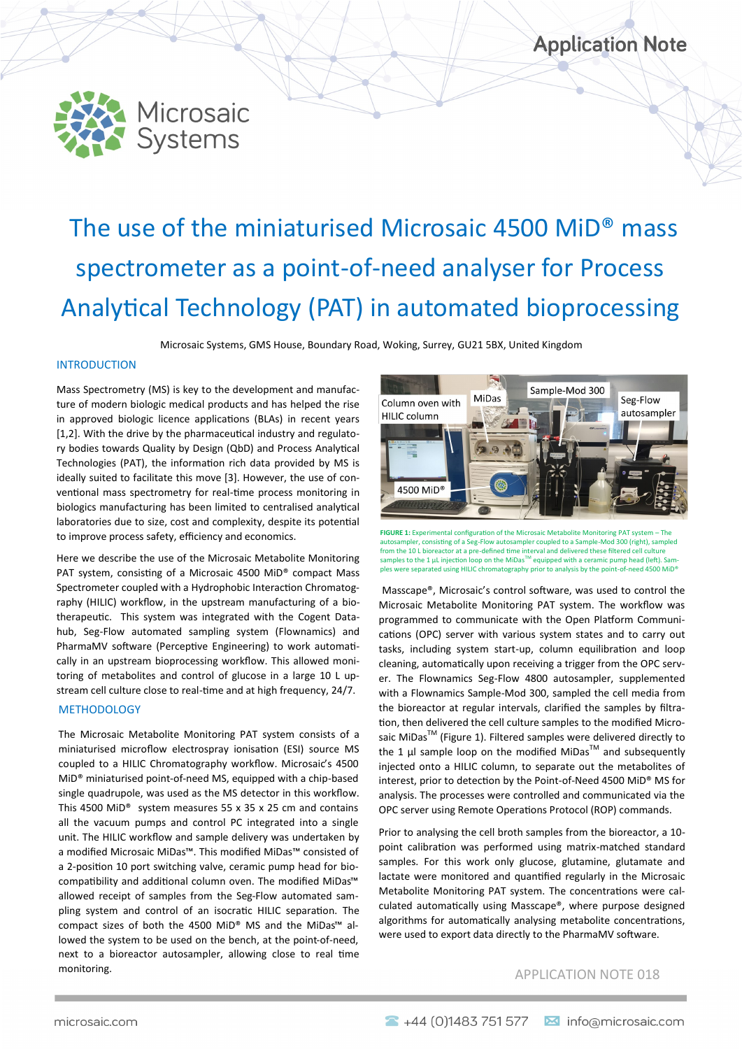Application Note

Microsaic Systems

# The use of the miniaturised Microsaic 4500 MiD® mass spectrometer as a point-of-need analyser for Process Analytical Technology (PAT) in automated bioprocessing

Microsaic Systems, GMS House, Boundary Road, Woking, Surrey, GU21 5BX, United Kingdom

## INTRODUCTION

Mass Spectrometry (MS) is key to the development and manufacture of modern biologic medical products and has helped the rise in approved biologic licence applications (BLAs) in recent years [1,2]. With the drive by the pharmaceutical industry and regulatory bodies towards Quality by Design (QbD) and Process Analytical Technologies (PAT), the information rich data provided by MS is ideally suited to facilitate this move [3]. However, the use of conventional mass spectrometry for real-time process monitoring in biologics manufacturing has been limited to centralised analytical laboratories due to size, cost and complexity, despite its potential to improve process safety, efficiency and economics.

Here we describe the use of the Microsaic Metabolite Monitoring PAT system, consisting of a Microsaic 4500 MiD® compact Mass Spectrometer coupled with a Hydrophobic Interaction Chromatography (HILIC) workflow, in the upstream manufacturing of a biotherapeutic. This system was integrated with the Cogent Datahub, Seg-Flow automated sampling system (Flownamics) and PharmaMV software (Perceptive Engineering) to work automatically in an upstream bioprocessing workflow. This allowed monitoring of metabolites and control of glucose in a large 10 L upstream cell culture close to real-time and at high frequency, 24/7.

## METHODOLOGY

The Microsaic Metabolite Monitoring PAT system consists of a miniaturised microflow electrospray ionisation (ESI) source MS coupled to a HILIC Chromatography workflow. Microsaic's 4500 MiD® miniaturised point-of-need MS, equipped with a chip-based single quadrupole, was used as the MS detector in this workflow. This 4500 MiD® system measures 55 x 35 x 25 cm and contains all the vacuum pumps and control PC integrated into a single unit. The HILIC workflow and sample delivery was undertaken by a modified Microsaic MiDas™. This modified MiDas™ consisted of a 2-position 10 port switching valve, ceramic pump head for biocompatibility and additional column oven. The modified MiDas™ allowed receipt of samples from the Seg-Flow automated sampling system and control of an isocratic HILIC separation. The compact sizes of both the 4500 MiD® MS and the MiDas™ allowed the system to be used on the bench, at the point-of-need, next to a bioreactor autosampler, allowing close to real time monitoring.

**FIGURE 1:** Experimental configuration of the Microsaic Metabolite Monitoring PAT system – The autosampler, consisting of a Seg-Flow autosampler coupled to a Sample-Mod 300 (right), sampled from the 10 L bioreactor at a pre-defined time interval and delivered these filtered cell culture samples to the 1 µL injection loop on the MiDas™ equipped with a ceramic pump head (left). Samples were separated using HILIC chromatography prior to analysis by the point-of-need 4500 MiD®

Masscape®, Microsaic's control software, was used to control the Microsaic Metabolite Monitoring PAT system. The workflow was programmed to communicate with the Open Platform Communications (OPC) server with various system states and to carry out tasks, including system start-up, column equilibration and loop cleaning, automatically upon receiving a trigger from the OPC server. The Flownamics Seg-Flow 4800 autosampler, supplemented with a Flownamics Sample-Mod 300, sampled the cell media from the bioreactor at regular intervals, clarified the samples by filtration, then delivered the cell culture samples to the modified Microsaic MiDas™ (Figure 1). Filtered samples were delivered directly to the 1 µl sample loop on the modified MiDas™ and subsequently injected onto a HILIC column, to separate out the metabolites of interest, prior to detection by the Point-of-Need 4500 MiD® MS for analysis. The processes were controlled and communicated via the OPC server using Remote Operations Protocol (ROP) commands.

Prior to analysing the cell broth samples from the bioreactor, a 10-point calibration was performed using matrix-matched standard samples. For this work only glucose, glutamine, glutamate and lactate were monitored and quantified regularly in the Microsaic Metabolite Monitoring PAT system. The concentrations were calculated automatically using Masscape®, where purpose designed algorithms for automatically analysing metabolite concentrations, were used to export data directly to the PharmaMV software.

APPLICATION NOTE 018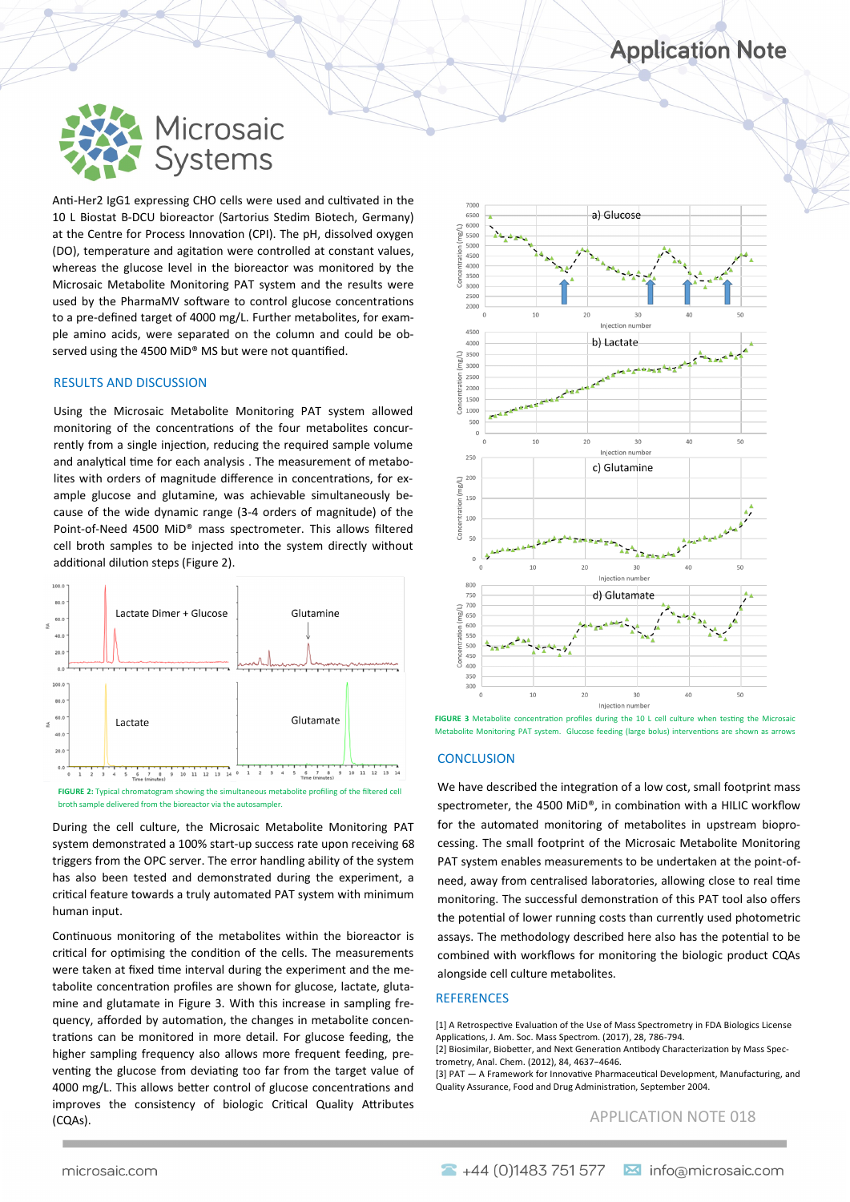Anti-Her2 IgG1 expressing CHO cells were used and cultivated in the 10 L Biostat B-DCU bioreactor (Sartorius Stedim Biotech, Germany) at the Centre for Process Innovation (CPI). The pH, dissolved oxygen (DO), temperature and agitation were controlled at constant values, whereas the glucose level in the bioreactor was monitored by the Microsaic Metabolite Monitoring PAT system and the results were used by the PharmaMV software to control glucose concentrations to a pre-defined target of 4000 mg/L. Further metabolites, for example amino acids, were separated on the column and could be observed using the 4500 MiD® MS but were not quantified.

## RESULTS AND DISCUSSION

Using the Microsaic Metabolite Monitoring PAT system allowed monitoring of the concentrations of the four metabolites concurrently from a single injection, reducing the required sample volume and analytical time for each analysis . The measurement of metabolites with orders of magnitude difference in concentrations, for example glucose and glutamine, was achievable simultaneously because of the wide dynamic range (3-4 orders of magnitude) of the Point-of-Need 4500 MiD® mass spectrometer. This allows filtered cell broth samples to be injected into the system directly without additional dilution steps (Figure 2).

Lactate Dimer + Glucose
Glutamine
Lactate
Glutamate
RA
Time (minutes)

FIGURE 2: Typical chromatogram showing the simultaneous metabolite profiling of the filtered cell broth sample delivered from the bioreactor via the autosampler.

During the cell culture, the Microsaic Metabolite Monitoring PAT system demonstrated a 100% start-up success rate upon receiving 68 triggers from the OPC server. The error handling ability of the system has also been tested and demonstrated during the experiment, a critical feature towards a truly automated PAT system with minimum human input.

Continuous monitoring of the metabolites within the bioreactor is critical for optimising the condition of the cells. The measurements were taken at fixed time interval during the experiment and the metabolite concentration profiles are shown for glucose, lactate, glutamine and glutamate in Figure 3. With this increase in sampling frequency, afforded by automation, the changes in metabolite concentrations can be monitored in more detail. For glucose feeding, the higher sampling frequency also allows more frequent feeding, preventing the glucose from deviating too far from the target value of 4000 mg/L. This allows better control of glucose concentrations and improves the consistency of biologic Critical Quality Attributes (CQAs).

a) Glucose
b) Lactate
c) Glutamine
d) Glutamate
Concentration (mg/L)
Injection number

FIGURE 3 Metabolite concentration profiles during the 10 L cell culture when testing the Microsaic Metabolite Monitoring PAT system. Glucose feeding (large bolus) interventions are shown as arrows

## CONCLUSION

We have described the integration of a low cost, small footprint mass spectrometer, the 4500 MiD®, in combination with a HILIC workflow for the automated monitoring of metabolites in upstream bioprocessing. The small footprint of the Microsaic Metabolite Monitoring PAT system enables measurements to be undertaken at the point-of-need, away from centralised laboratories, allowing close to real time monitoring. The successful demonstration of this PAT tool also offers the potential of lower running costs than currently used photometric assays. The methodology described here also has the potential to be combined with workflows for monitoring the biologic product CQAs alongside cell culture metabolites.

## REFERENCES

[1] A Retrospective Evaluation of the Use of Mass Spectrometry in FDA Biologics License Applications, J. Am. Soc. Mass Spectrom. (2017), 28, 786-794.
[2] Biosimilar, Biobetter, and Next Generation Antibody Characterization by Mass Spectrometry, Anal. Chem. (2012), 84, 4637–4646.
[3] PAT — A Framework for Innovative Pharmaceutical Development, Manufacturing, and Quality Assurance, Food and Drug Administration, September 2004.

APPLICATION NOTE 018